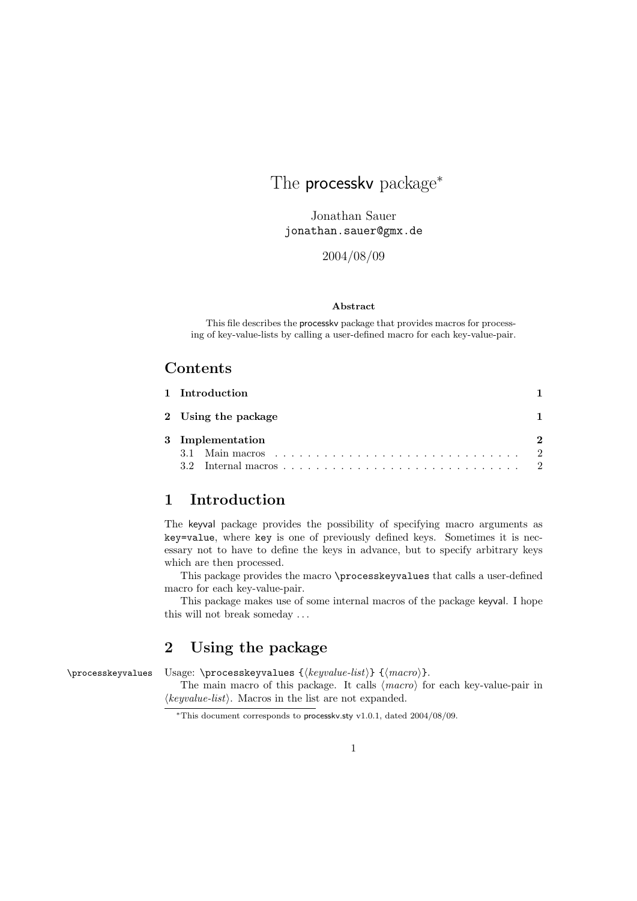# The processkv package*

Jonathan Sauer
`jonathan.sauer@gmx.de`

2004/08/09

**Abstract**

This file describes the processkv package that provides macros for processing of key-value-lists by calling a user-defined macro for each key-value-pair.

## Contents

**1 Introduction** 1

**2 Using the package** 1

**3 Implementation** 2

- 3.1 Main macros . . . 2
- 3.2 Internal macros . . . 2

## 1 Introduction

The keyval package provides the possibility of specifying macro arguments as `key=value`, where `key` is one of previously defined keys. Sometimes it is necessary not to have to define the keys in advance, but to specify arbitrary keys which are then processed.

This package provides the macro `\processkeyvalues` that calls a user-defined macro for each key-value-pair.

This package makes use of some internal macros of the package keyval. I hope this will not break someday ...

## 2 Using the package

`\processkeyvalues` Usage: `\processkeyvalues {`⟨*keyvalue-list*⟩`} {`⟨*macro*⟩`}`.

The main macro of this package. It calls ⟨*macro*⟩ for each key-value-pair in ⟨*keyvalue-list*⟩. Macros in the list are not expanded.

*This document corresponds to processkv.sty v1.0.1, dated 2004/08/09.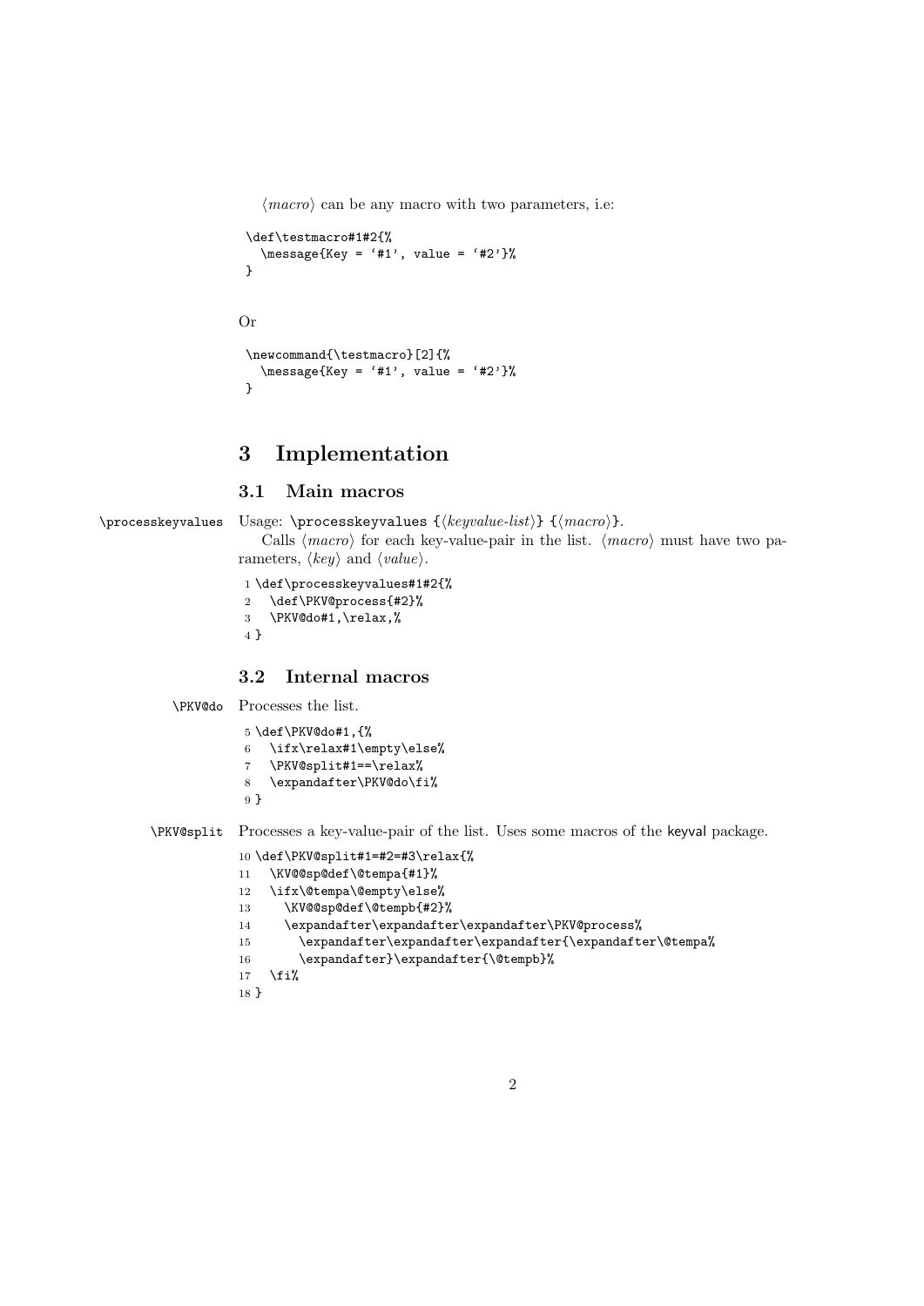⟨*macro*⟩ can be any macro with two parameters, i.e:

```
\def\testmacro#1#2{%
  \message{Key = '#1', value = '#2'}%
}
```

Or

```
\newcommand{\testmacro}[2]{%
  \message{Key = '#1', value = '#2'}%
}
```

# 3 Implementation

## 3.1 Main macros

`\processkeyvalues` Usage: `\processkeyvalues {`⟨*keyvalue-list*⟩`} {`⟨*macro*⟩`}`.

Calls ⟨*macro*⟩ for each key-value-pair in the list. ⟨*macro*⟩ must have two parameters, ⟨*key*⟩ and ⟨*value*⟩.

```
1 \def\processkeyvalues#1#2{%
2   \def\PKV@process{#2}%
3   \PKV@do#1,\relax,%
4 }
```

## 3.2 Internal macros

`\PKV@do` Processes the list.

```
5 \def\PKV@do#1,{%
6   \ifx\relax#1\empty\else%
7   \PKV@split#1==\relax%
8   \expandafter\PKV@do\fi%
9 }
```

`\PKV@split` Processes a key-value-pair of the list. Uses some macros of the keyval package.

```
10 \def\PKV@split#1=#2=#3\relax{%
11   \KV@@sp@def\@tempa{#1}%
12   \ifx\@tempa\@empty\else%
13     \KV@@sp@def\@tempb{#2}%
14     \expandafter\expandafter\expandafter\PKV@process%
15       \expandafter\expandafter\expandafter{\expandafter\@tempa%
16       \expandafter}\expandafter{\@tempb}%
17   \fi%
18 }
```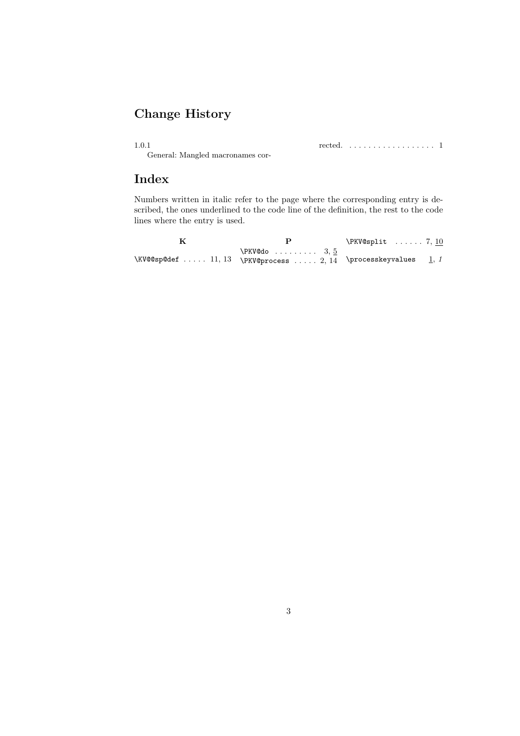## Change History

1.0.1
General: Mangled macronames corrected. . . . . . . . . . . . . . . . . . . 1

## Index

Numbers written in italic refer to the page where the corresponding entry is described, the ones underlined to the code line of the definition, the rest to the code lines where the entry is used.

**K**

`\KV@@sp@def` . . . . . 11, 13

**P**

`\PKV@do` . . . . . . . . . 3, 5
`\PKV@process` . . . . . 2, 14
`\PKV@split` . . . . . . 7, 10
`\processkeyvalues` 1, *1*